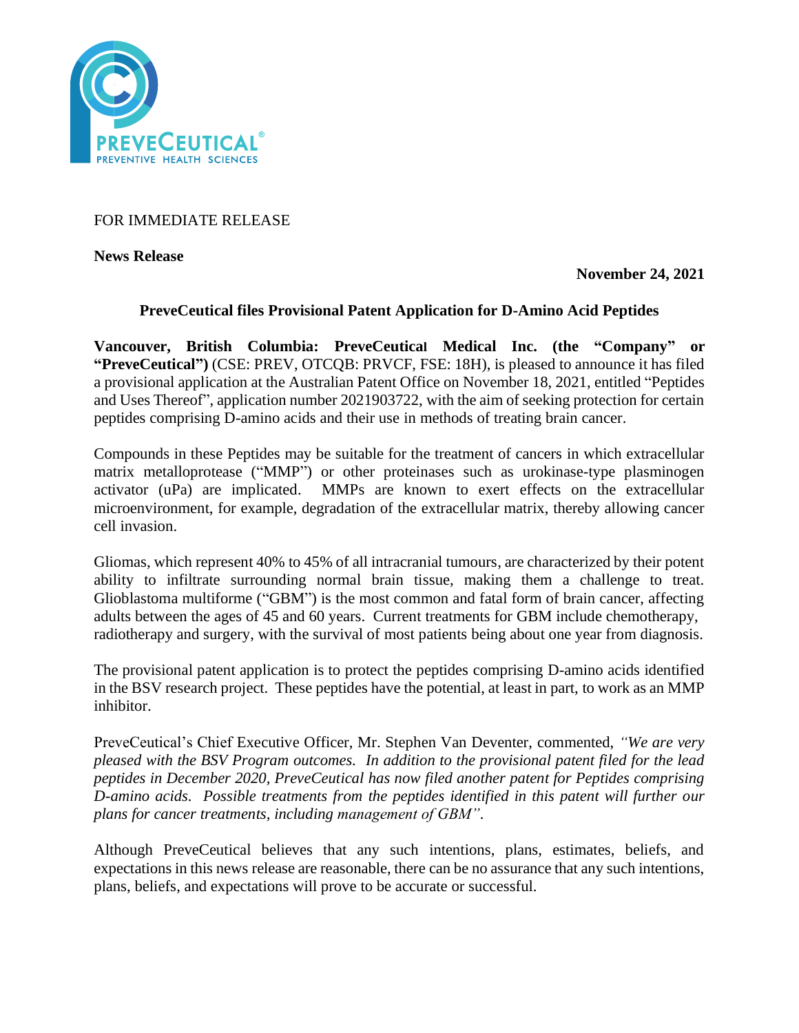FOR IMMEDIATE RELEASE

**News Release**

**November 24, 2021**

## PreveCeutical files Provisional Patent Application for D-Amino Acid Peptides

**Vancouver, British Columbia: PreveCeutical Medical Inc. (the "Company" or "PreveCeutical")** (CSE: PREV, OTCQB: PRVCF, FSE: 18H), is pleased to announce it has filed a provisional application at the Australian Patent Office on November 18, 2021, entitled "Peptides and Uses Thereof", application number 2021903722, with the aim of seeking protection for certain peptides comprising D-amino acids and their use in methods of treating brain cancer.

Compounds in these Peptides may be suitable for the treatment of cancers in which extracellular matrix metalloprotease ("MMP") or other proteinases such as urokinase-type plasminogen activator (uPa) are implicated. MMPs are known to exert effects on the extracellular microenvironment, for example, degradation of the extracellular matrix, thereby allowing cancer cell invasion.

Gliomas, which represent 40% to 45% of all intracranial tumours, are characterized by their potent ability to infiltrate surrounding normal brain tissue, making them a challenge to treat. Glioblastoma multiforme ("GBM") is the most common and fatal form of brain cancer, affecting adults between the ages of 45 and 60 years. Current treatments for GBM include chemotherapy, radiotherapy and surgery, with the survival of most patients being about one year from diagnosis.

The provisional patent application is to protect the peptides comprising D-amino acids identified in the BSV research project. These peptides have the potential, at least in part, to work as an MMP inhibitor.

PreveCeutical's Chief Executive Officer, Mr. Stephen Van Deventer, commented, *"We are very pleased with the BSV Program outcomes. In addition to the provisional patent filed for the lead peptides in December 2020, PreveCeutical has now filed another patent for Peptides comprising D-amino acids. Possible treatments from the peptides identified in this patent will further our plans for cancer treatments, including management of GBM".*

Although PreveCeutical believes that any such intentions, plans, estimates, beliefs, and expectations in this news release are reasonable, there can be no assurance that any such intentions, plans, beliefs, and expectations will prove to be accurate or successful.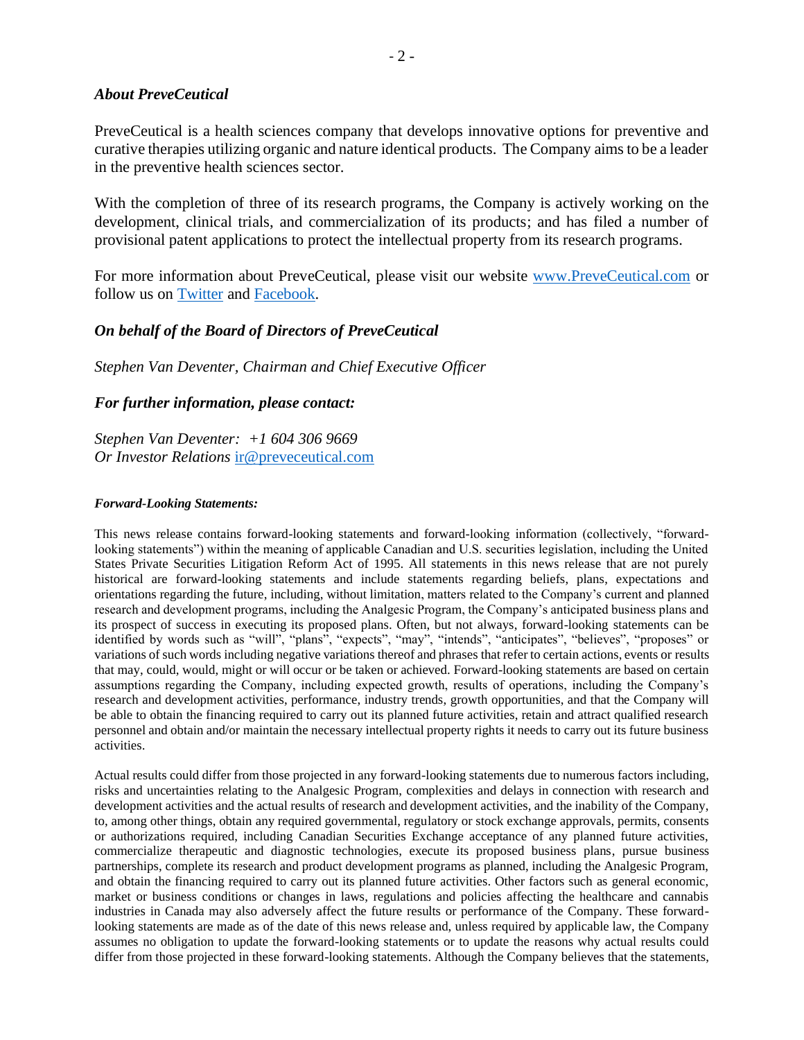### *About PreveCeutical*

PreveCeutical is a health sciences company that develops innovative options for preventive and curative therapies utilizing organic and nature identical products. The Company aims to be a leader in the preventive health sciences sector.

With the completion of three of its research programs, the Company is actively working on the development, clinical trials, and commercialization of its products; and has filed a number of provisional patent applications to protect the intellectual property from its research programs.

For more information about PreveCeutical, please visit our website [www.PreveCeutical.com](http://www.PreveCeutical.com) or follow us on [Twitter]() and [Facebook]().

### *On behalf of the Board of Directors of PreveCeutical*

*Stephen Van Deventer, Chairman and Chief Executive Officer*

### *For further information, please contact:*

*Stephen Van Deventer: +1 604 306 9669*
*Or Investor Relations* [ir@preveceutical.com](mailto:ir@preveceutical.com)

#### *Forward-Looking Statements:*

This news release contains forward-looking statements and forward-looking information (collectively, "forward-looking statements") within the meaning of applicable Canadian and U.S. securities legislation, including the United States Private Securities Litigation Reform Act of 1995. All statements in this news release that are not purely historical are forward-looking statements and include statements regarding beliefs, plans, expectations and orientations regarding the future, including, without limitation, matters related to the Company's current and planned research and development programs, including the Analgesic Program, the Company's anticipated business plans and its prospect of success in executing its proposed plans. Often, but not always, forward-looking statements can be identified by words such as "will", "plans", "expects", "may", "intends", "anticipates", "believes", "proposes" or variations of such words including negative variations thereof and phrases that refer to certain actions, events or results that may, could, would, might or will occur or be taken or achieved. Forward-looking statements are based on certain assumptions regarding the Company, including expected growth, results of operations, including the Company's research and development activities, performance, industry trends, growth opportunities, and that the Company will be able to obtain the financing required to carry out its planned future activities, retain and attract qualified research personnel and obtain and/or maintain the necessary intellectual property rights it needs to carry out its future business activities.

Actual results could differ from those projected in any forward-looking statements due to numerous factors including, risks and uncertainties relating to the Analgesic Program, complexities and delays in connection with research and development activities and the actual results of research and development activities, and the inability of the Company, to, among other things, obtain any required governmental, regulatory or stock exchange approvals, permits, consents or authorizations required, including Canadian Securities Exchange acceptance of any planned future activities, commercialize therapeutic and diagnostic technologies, execute its proposed business plans, pursue business partnerships, complete its research and product development programs as planned, including the Analgesic Program, and obtain the financing required to carry out its planned future activities. Other factors such as general economic, market or business conditions or changes in laws, regulations and policies affecting the healthcare and cannabis industries in Canada may also adversely affect the future results or performance of the Company. These forward-looking statements are made as of the date of this news release and, unless required by applicable law, the Company assumes no obligation to update the forward-looking statements or to update the reasons why actual results could differ from those projected in these forward-looking statements. Although the Company believes that the statements,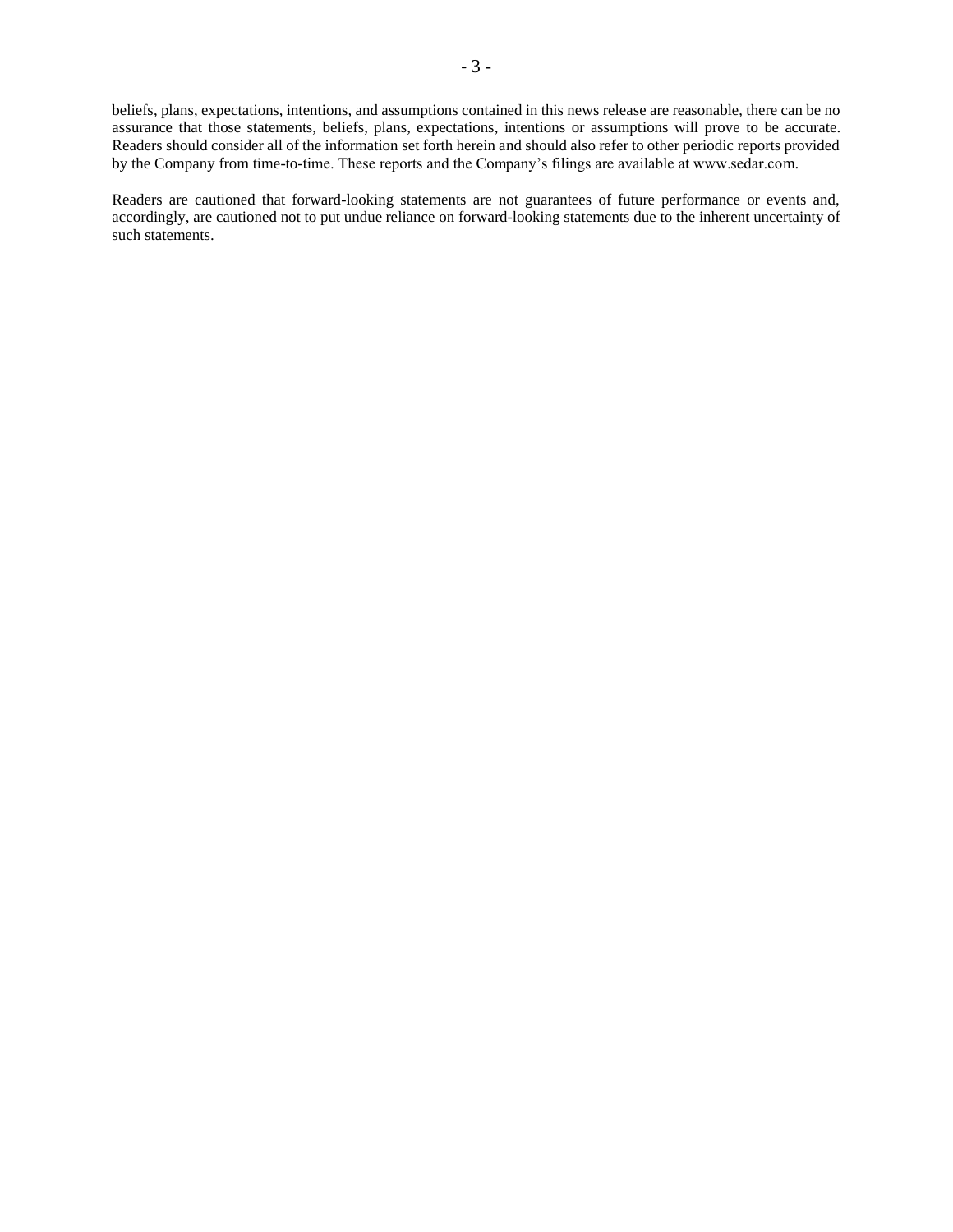beliefs, plans, expectations, intentions, and assumptions contained in this news release are reasonable, there can be no assurance that those statements, beliefs, plans, expectations, intentions or assumptions will prove to be accurate. Readers should consider all of the information set forth herein and should also refer to other periodic reports provided by the Company from time-to-time. These reports and the Company's filings are available at www.sedar.com.

Readers are cautioned that forward-looking statements are not guarantees of future performance or events and, accordingly, are cautioned not to put undue reliance on forward-looking statements due to the inherent uncertainty of such statements.